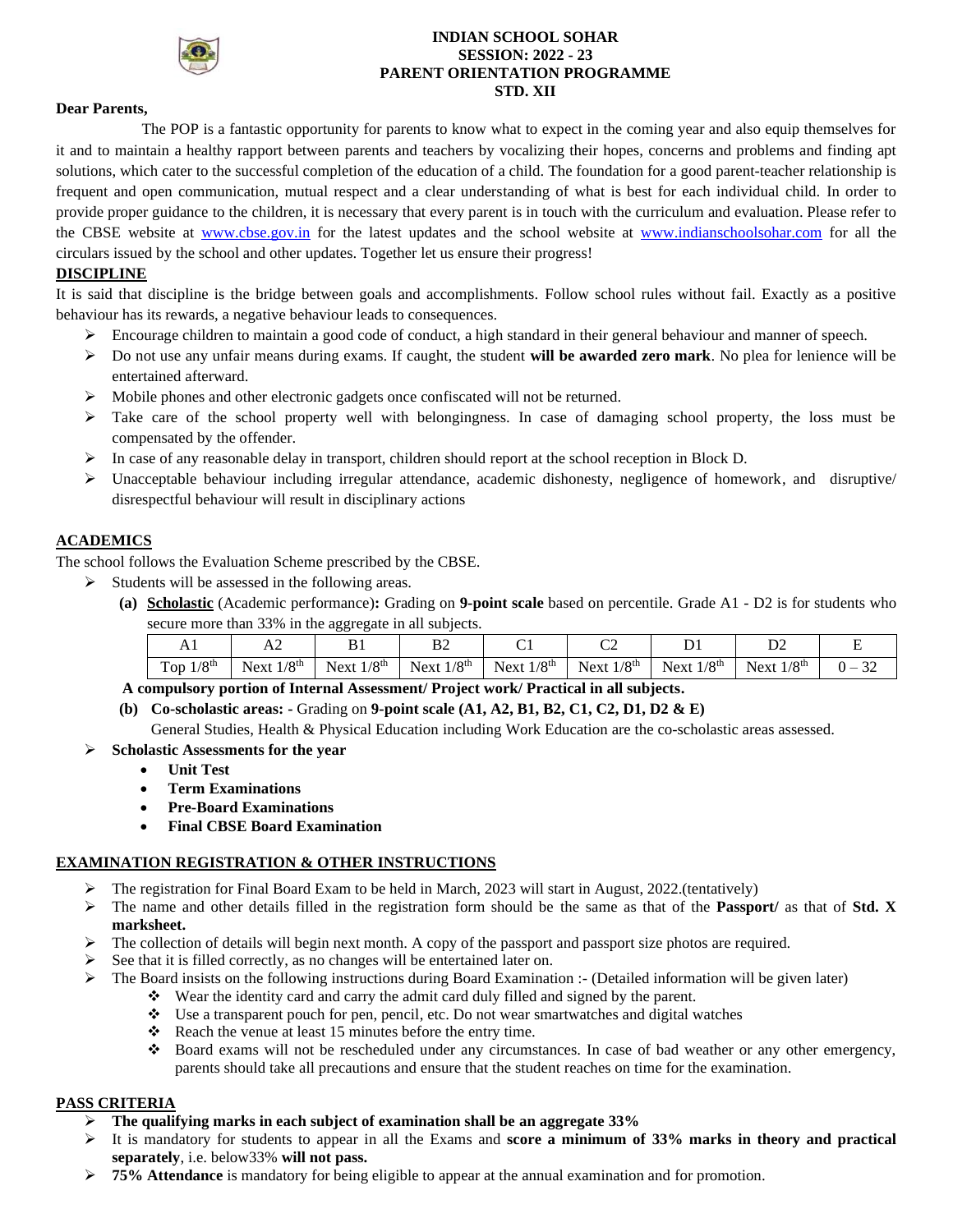**INDIAN SCHOOL SOHAR**
**SESSION: 2022 - 23**
**PARENT ORIENTATION PROGRAMME**
**STD. XII**

**Dear Parents,**

The POP is a fantastic opportunity for parents to know what to expect in the coming year and also equip themselves for it and to maintain a healthy rapport between parents and teachers by vocalizing their hopes, concerns and problems and finding apt solutions, which cater to the successful completion of the education of a child. The foundation for a good parent-teacher relationship is frequent and open communication, mutual respect and a clear understanding of what is best for each individual child. In order to provide proper guidance to the children, it is necessary that every parent is in touch with the curriculum and evaluation. Please refer to the CBSE website at www.cbse.gov.in for the latest updates and the school website at www.indianschoolsohar.com for all the circulars issued by the school and other updates. Together let us ensure their progress!

## DISCIPLINE

It is said that discipline is the bridge between goals and accomplishments. Follow school rules without fail. Exactly as a positive behaviour has its rewards, a negative behaviour leads to consequences.

- Encourage children to maintain a good code of conduct, a high standard in their general behaviour and manner of speech.
- Do not use any unfair means during exams. If caught, the student **will be awarded zero mark**. No plea for lenience will be entertained afterward.
- Mobile phones and other electronic gadgets once confiscated will not be returned.
- Take care of the school property well with belongingness. In case of damaging school property, the loss must be compensated by the offender.
- In case of any reasonable delay in transport, children should report at the school reception in Block D.
- Unacceptable behaviour including irregular attendance, academic dishonesty, negligence of homework, and disruptive/ disrespectful behaviour will result in disciplinary actions

## ACADEMICS

The school follows the Evaluation Scheme prescribed by the CBSE.

- Students will be assessed in the following areas.
  - **(a)** **Scholastic** (Academic performance)**:** Grading on **9-point scale** based on percentile. Grade A1 - D2 is for students who secure more than 33% in the aggregate in all subjects.

| A1 | A2 | B1 | B2 | C1 | C2 | D1 | D2 | E |
|---|---|---|---|---|---|---|---|---|
| Top 1/8th | Next 1/8th | Next 1/8th | Next 1/8th | Next 1/8th | Next 1/8th | Next 1/8th | Next 1/8th | 0 – 32 |

  **A compulsory portion of Internal Assessment/ Project work/ Practical in all subjects.**

  - **(b)** **Co-scholastic areas: -** Grading on **9-point scale (A1, A2, B1, B2, C1, C2, D1, D2 & E)**

    General Studies, Health & Physical Education including Work Education are the co-scholastic areas assessed.

- **Scholastic Assessments for the year**
  - **Unit Test**
  - **Term Examinations**
  - **Pre-Board Examinations**
  - **Final CBSE Board Examination**

## EXAMINATION REGISTRATION & OTHER INSTRUCTIONS

- The registration for Final Board Exam to be held in March, 2023 will start in August, 2022.(tentatively)
- The name and other details filled in the registration form should be the same as that of the **Passport/** as that of **Std. X marksheet.**
- The collection of details will begin next month. A copy of the passport and passport size photos are required.
- See that it is filled correctly, as no changes will be entertained later on.
- The Board insists on the following instructions during Board Examination :- (Detailed information will be given later)
  - Wear the identity card and carry the admit card duly filled and signed by the parent.
  - Use a transparent pouch for pen, pencil, etc. Do not wear smartwatches and digital watches
  - Reach the venue at least 15 minutes before the entry time.
  - Board exams will not be rescheduled under any circumstances. In case of bad weather or any other emergency, parents should take all precautions and ensure that the student reaches on time for the examination.

## PASS CRITERIA

- **The qualifying marks in each subject of examination shall be an aggregate 33%**
- It is mandatory for students to appear in all the Exams and **score a minimum of 33% marks in theory and practical separately**, i.e. below33% **will not pass.**
- **75% Attendance** is mandatory for being eligible to appear at the annual examination and for promotion.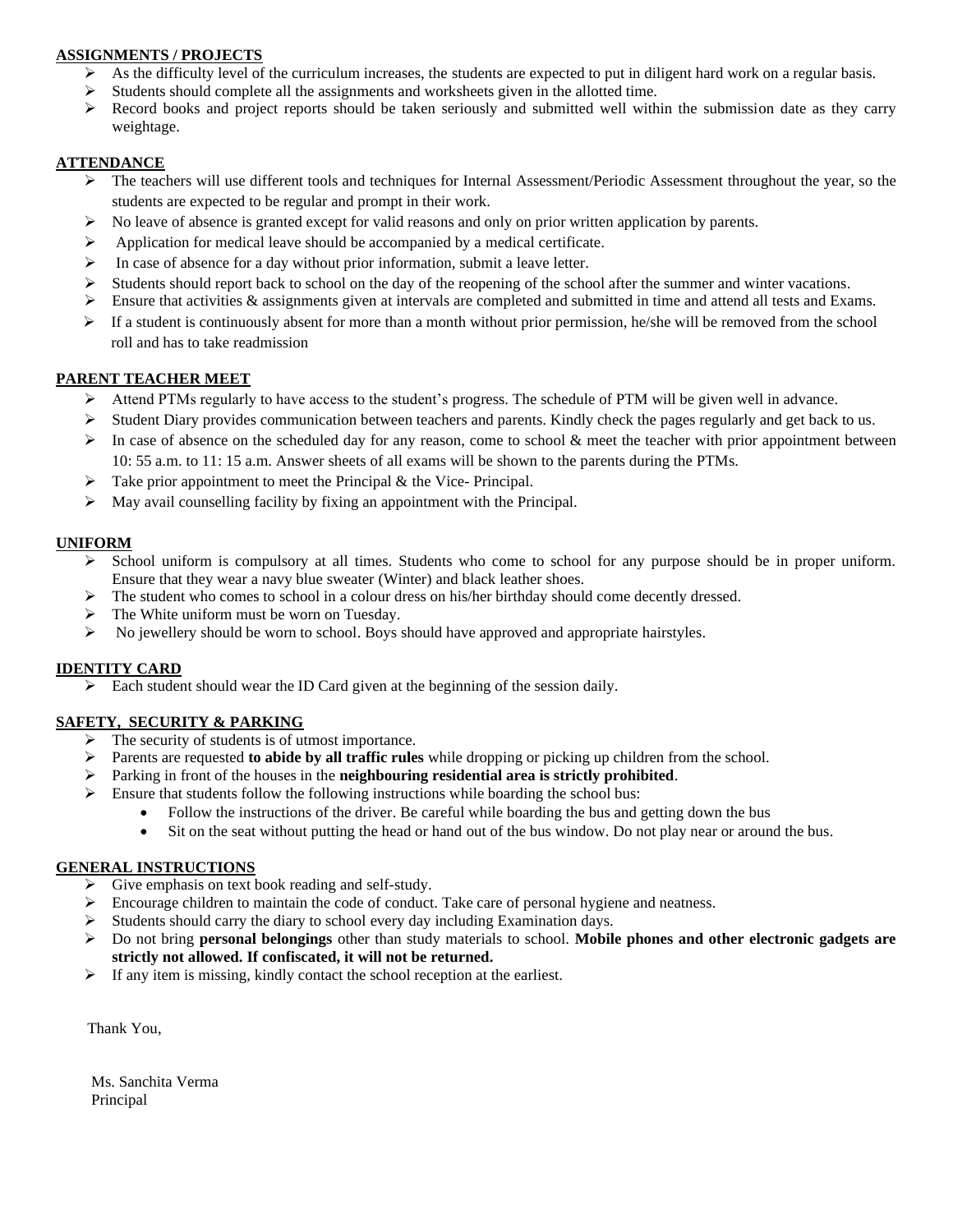## ASSIGNMENTS / PROJECTS

- As the difficulty level of the curriculum increases, the students are expected to put in diligent hard work on a regular basis.
- Students should complete all the assignments and worksheets given in the allotted time.
- Record books and project reports should be taken seriously and submitted well within the submission date as they carry weightage.

## ATTENDANCE

- The teachers will use different tools and techniques for Internal Assessment/Periodic Assessment throughout the year, so the students are expected to be regular and prompt in their work.
- No leave of absence is granted except for valid reasons and only on prior written application by parents.
- Application for medical leave should be accompanied by a medical certificate.
- In case of absence for a day without prior information, submit a leave letter.
- Students should report back to school on the day of the reopening of the school after the summer and winter vacations.
- Ensure that activities & assignments given at intervals are completed and submitted in time and attend all tests and Exams.
- If a student is continuously absent for more than a month without prior permission, he/she will be removed from the school roll and has to take readmission

## PARENT TEACHER MEET

- Attend PTMs regularly to have access to the student's progress. The schedule of PTM will be given well in advance.
- Student Diary provides communication between teachers and parents. Kindly check the pages regularly and get back to us.
- In case of absence on the scheduled day for any reason, come to school & meet the teacher with prior appointment between 10: 55 a.m. to 11: 15 a.m. Answer sheets of all exams will be shown to the parents during the PTMs.
- Take prior appointment to meet the Principal & the Vice- Principal.
- May avail counselling facility by fixing an appointment with the Principal.

## UNIFORM

- School uniform is compulsory at all times. Students who come to school for any purpose should be in proper uniform. Ensure that they wear a navy blue sweater (Winter) and black leather shoes.
- The student who comes to school in a colour dress on his/her birthday should come decently dressed.
- The White uniform must be worn on Tuesday.
- No jewellery should be worn to school. Boys should have approved and appropriate hairstyles.

## IDENTITY CARD

- Each student should wear the ID Card given at the beginning of the session daily.

## SAFETY, SECURITY & PARKING

- The security of students is of utmost importance.
- Parents are requested **to abide by all traffic rules** while dropping or picking up children from the school.
- Parking in front of the houses in the **neighbouring residential area is strictly prohibited**.
- Ensure that students follow the following instructions while boarding the school bus:
  - Follow the instructions of the driver. Be careful while boarding the bus and getting down the bus
  - Sit on the seat without putting the head or hand out of the bus window. Do not play near or around the bus.

## GENERAL INSTRUCTIONS

- Give emphasis on text book reading and self-study.
- Encourage children to maintain the code of conduct. Take care of personal hygiene and neatness.
- Students should carry the diary to school every day including Examination days.
- Do not bring **personal belongings** other than study materials to school. **Mobile phones and other electronic gadgets are strictly not allowed. If confiscated, it will not be returned.**
- If any item is missing, kindly contact the school reception at the earliest.

Thank You,

Ms. Sanchita Verma
Principal